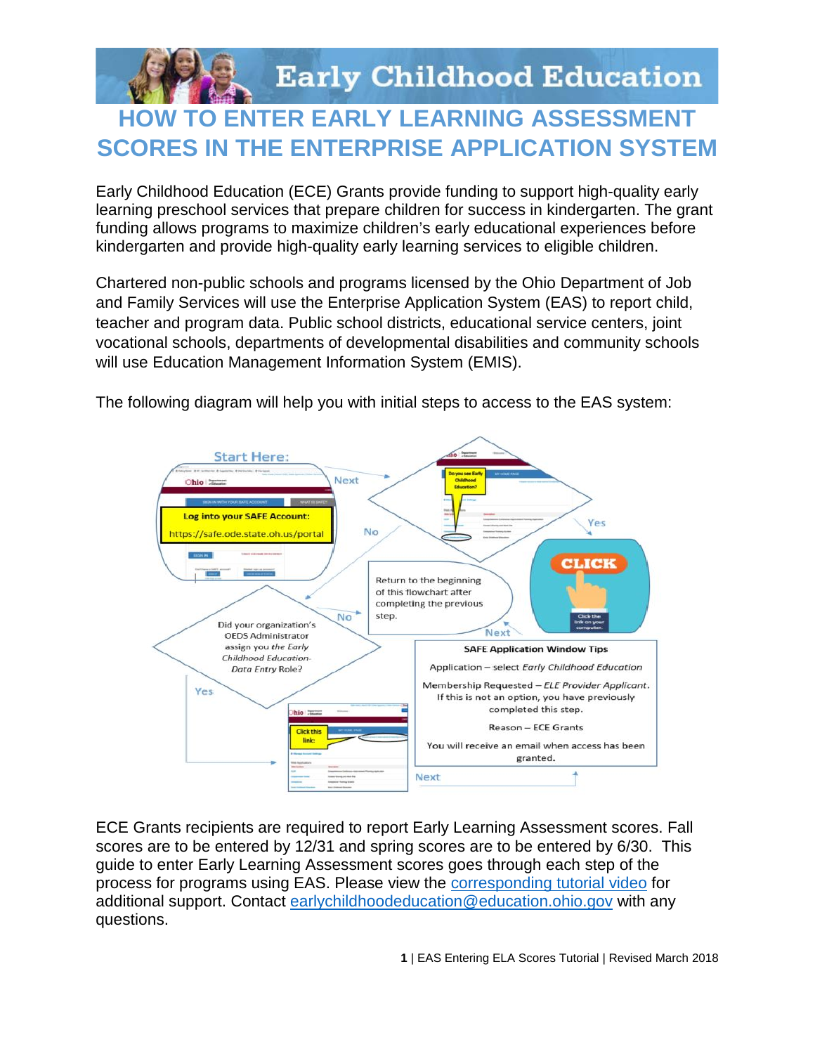# HOW TO ENTER EARLY LEARNING ASSESSMENT SCORES IN THE ENTERPRISE APPLICATION SYSTEM

Early Childhood Education (ECE) Grants provide funding to support high-quality early learning preschool services that prepare children for success in kindergarten. The grant funding allows programs to maximize children's early educational experiences before kindergarten and provide high-quality early learning services to eligible children.

Chartered non-public schools and programs licensed by the Ohio Department of Job and Family Services will use the Enterprise Application System (EAS) to report child, teacher and program data. Public school districts, educational service centers, joint vocational schools, departments of developmental disabilities and community schools will use Education Management Information System (EMIS).

The following diagram will help you with initial steps to access to the EAS system:

Start Here:

**Log into your SAFE Account:**

https://safe.ode.state.oh.us/portal

Next

Do you see Early Childhood Education?

Yes

CLICK

Click the link on your computer.

No

Did your organization's OEDS Administrator assign you the *Early Childhood Education Data Entry* Role?

No

Return to the beginning of this flowchart after completing the previous step.

Yes

Click this link:

Next

**SAFE Application Window Tips**

Application – select *Early Childhood Education*

Membership Requested – *ELE Provider Applicant*. If this is not an option, you have previously completed this step.

Reason – ECE Grants

You will receive an email when access has been granted.

Next

ECE Grants recipients are required to report Early Learning Assessment scores. Fall scores are to be entered by 12/31 and spring scores are to be entered by 6/30. This guide to enter Early Learning Assessment scores goes through each step of the process for programs using EAS. Please view the corresponding tutorial video for additional support. Contact earlychildhoodeducation@education.ohio.gov with any questions.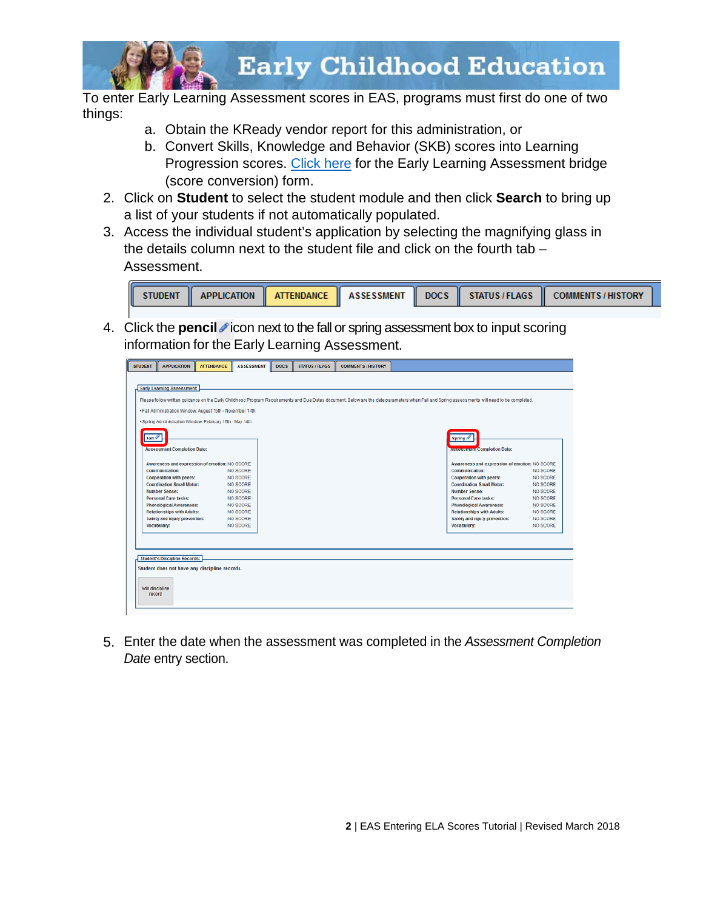# Early Childhood Education

To enter Early Learning Assessment scores in EAS, programs must first do one of two things:

a. Obtain the KReady vendor report for this administration, or
b. Convert Skills, Knowledge and Behavior (SKB) scores into Learning Progression scores. Click here for the Early Learning Assessment bridge (score conversion) form.

2. Click on **Student** to select the student module and then click **Search** to bring up a list of your students if not automatically populated.
3. Access the individual student's application by selecting the magnifying glass in the details column next to the student file and click on the fourth tab – Assessment.

| STUDENT | APPLICATION | ATTENDANCE | ASSESSMENT | DOCS | STATUS / FLAGS | COMMENTS / HISTORY |
|---|---|---|---|---|---|---|

4. Click the **pencil** icon next to the fall or spring assessment box to input scoring information for the Early Learning Assessment.

STUDENT | APPLICATION | ATTENDANCE | ASSESSMENT | DOCS | STATUS / FLAGS | COMMENTS / HISTORY

Early Learning Assessment

Please follow written guidance on the Early Childhood Program Requirements and Due Dates document. Below are the date parameters when Fall and Spring assessments will need to be completed.

- Fall Administration Window: August 15th - November 14th
- Spring Administration Window: February 15th - May 14th

**Fall**

Assessment Completion Date:

| | |
|---|---|
| Awareness and expression of emotion: | NO SCORE |
| Communication: | NO SCORE |
| Cooperation with peers: | NO SCORE |
| Coordination Small Motor: | NO SCORE |
| Number Sense: | NO SCORE |
| Personal Care tasks: | NO SCORE |
| Phonological Awareness: | NO SCORE |
| Relationships with Adults: | NO SCORE |
| Safety and injury prevention: | NO SCORE |
| Vocabulary: | NO SCORE |

**Spring**

Assessment Completion Date:

| | |
|---|---|
| Awareness and expression of emotion: | NO SCORE |
| Communication: | NO SCORE |
| Cooperation with peers: | NO SCORE |
| Coordination Small Motor: | NO SCORE |
| Number Sense: | NO SCORE |
| Personal Care tasks: | NO SCORE |
| Phonological Awareness: | NO SCORE |
| Relationships with Adults: | NO SCORE |
| Safety and injury prevention: | NO SCORE |
| Vocabulary: | NO SCORE |

Student's Discipline Records:

Student does not have any discipline records.

Add discipline record

5. Enter the date when the assessment was completed in the *Assessment Completion Date* entry section.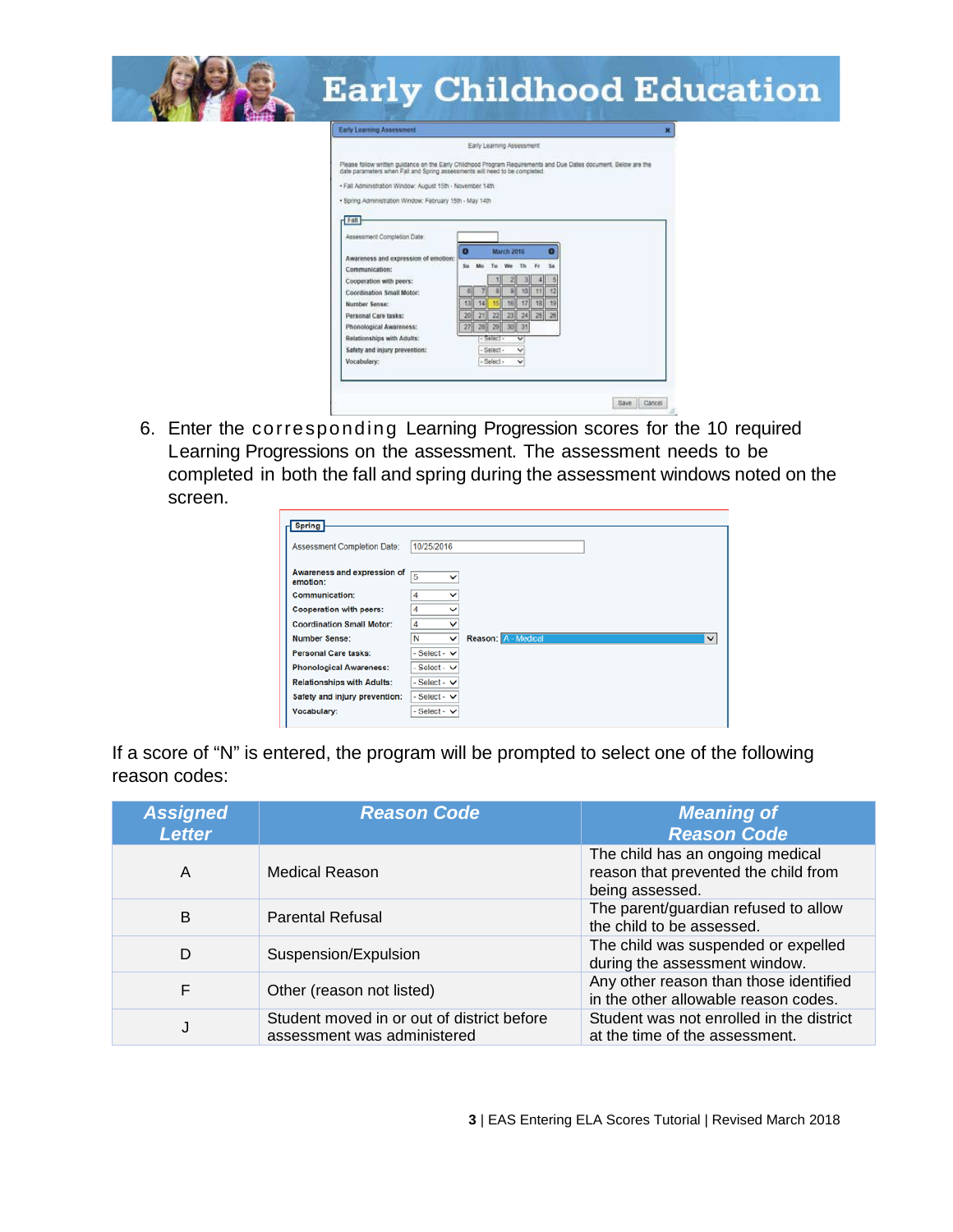6. Enter the corresponding Learning Progression scores for the 10 required Learning Progressions on the assessment. The assessment needs to be completed in both the fall and spring during the assessment windows noted on the screen.

If a score of "N" is entered, the program will be prompted to select one of the following reason codes:

| Assigned Letter | Reason Code | Meaning of Reason Code |
|---|---|---|
| A | Medical Reason | The child has an ongoing medical reason that prevented the child from being assessed. |
| B | Parental Refusal | The parent/guardian refused to allow the child to be assessed. |
| D | Suspension/Expulsion | The child was suspended or expelled during the assessment window. |
| F | Other (reason not listed) | Any other reason than those identified in the other allowable reason codes. |
| J | Student moved in or out of district before assessment was administered | Student was not enrolled in the district at the time of the assessment. |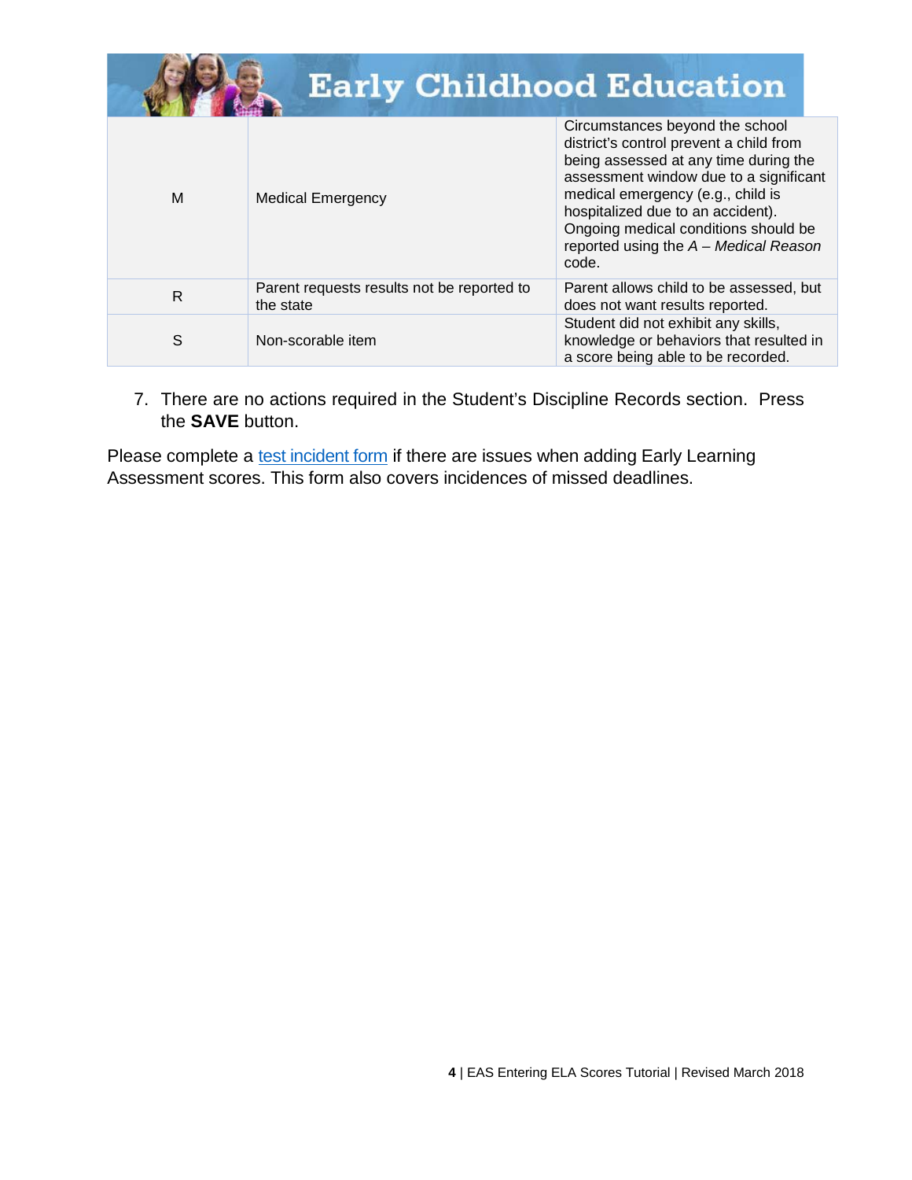| | | |
|---|---|---|
| M | Medical Emergency | Circumstances beyond the school district's control prevent a child from being assessed at any time during the assessment window due to a significant medical emergency (e.g., child is hospitalized due to an accident). Ongoing medical conditions should be reported using the *A – Medical Reason* code. |
| R | Parent requests results not be reported to the state | Parent allows child to be assessed, but does not want results reported. |
| S | Non-scorable item | Student did not exhibit any skills, knowledge or behaviors that resulted in a score being able to be recorded. |

7. There are no actions required in the Student's Discipline Records section. Press the **SAVE** button.

Please complete a [test incident form]() if there are issues when adding Early Learning Assessment scores. This form also covers incidences of missed deadlines.